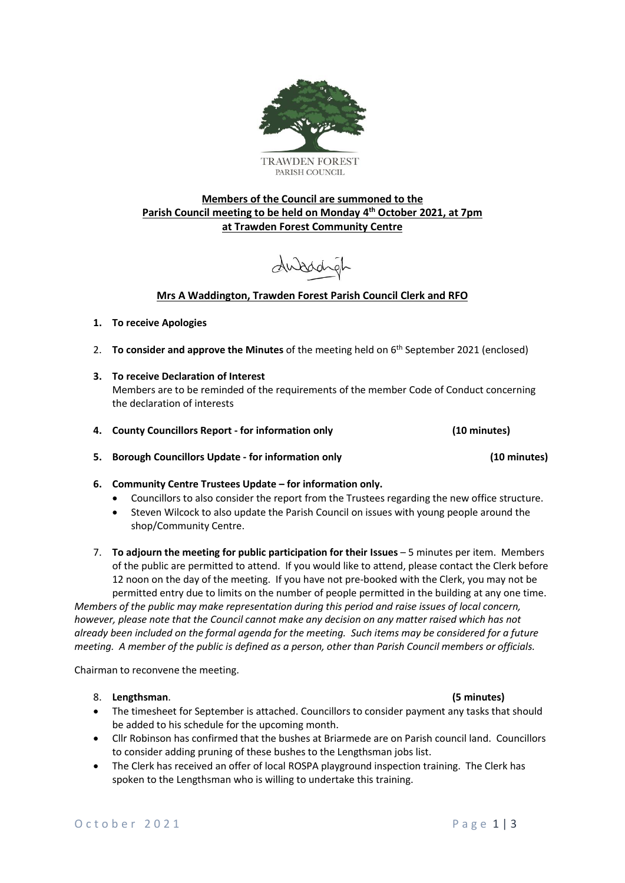TRAWDEN FOREST
PARISH COUNCIL

**Members of the Council are summoned to the Parish Council meeting to be held on Monday 4th October 2021, at 7pm at Trawden Forest Community Centre**

**Mrs A Waddington, Trawden Forest Parish Council Clerk and RFO**

1. **To receive Apologies**

2. **To consider and approve the Minutes** of the meeting held on 6th September 2021 (enclosed)

3. **To receive Declaration of Interest**
   Members are to be reminded of the requirements of the member Code of Conduct concerning the declaration of interests

4. **County Councillors Report - for information only** **(10 minutes)**

5. **Borough Councillors Update - for information only** **(10 minutes)**

6. **Community Centre Trustees Update – for information only.**
   - Councillors to also consider the report from the Trustees regarding the new office structure.
   - Steven Wilcock to also update the Parish Council on issues with young people around the shop/Community Centre.

7. **To adjourn the meeting for public participation for their Issues** – 5 minutes per item. Members of the public are permitted to attend. If you would like to attend, please contact the Clerk before 12 noon on the day of the meeting. If you have not pre-booked with the Clerk, you may not be permitted entry due to limits on the number of people permitted in the building at any one time.

*Members of the public may make representation during this period and raise issues of local concern, however, please note that the Council cannot make any decision on any matter raised which has not already been included on the formal agenda for the meeting. Such items may be considered for a future meeting. A member of the public is defined as a person, other than Parish Council members or officials.*

Chairman to reconvene the meeting.

8. **Lengthsman**. **(5 minutes)**
   - The timesheet for September is attached. Councillors to consider payment any tasks that should be added to his schedule for the upcoming month.
   - Cllr Robinson has confirmed that the bushes at Briarmede are on Parish council land. Councillors to consider adding pruning of these bushes to the Lengthsman jobs list.
   - The Clerk has received an offer of local ROSPA playground inspection training. The Clerk has spoken to the Lengthsman who is willing to undertake this training.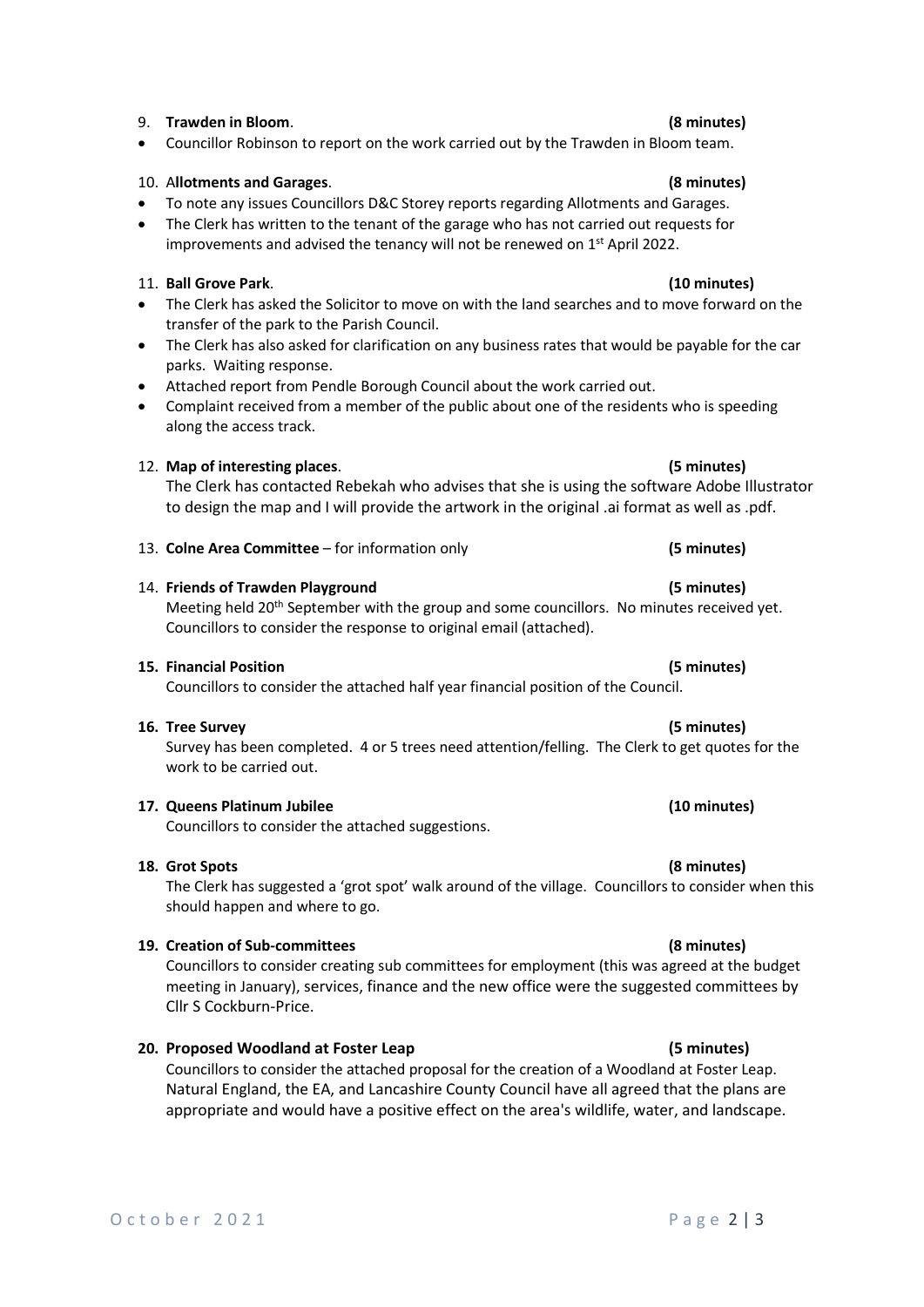9. **Trawden in Bloom**. **(8 minutes)**
   - Councillor Robinson to report on the work carried out by the Trawden in Bloom team.

10. A**llotments and Garages**. **(8 minutes)**
    - To note any issues Councillors D&C Storey reports regarding Allotments and Garages.
    - The Clerk has written to the tenant of the garage who has not carried out requests for improvements and advised the tenancy will not be renewed on 1st April 2022.

11. **Ball Grove Park**. **(10 minutes)**
    - The Clerk has asked the Solicitor to move on with the land searches and to move forward on the transfer of the park to the Parish Council.
    - The Clerk has also asked for clarification on any business rates that would be payable for the car parks. Waiting response.
    - Attached report from Pendle Borough Council about the work carried out.
    - Complaint received from a member of the public about one of the residents who is speeding along the access track.

12. **Map of interesting places**. **(5 minutes)**
    The Clerk has contacted Rebekah who advises that she is using the software Adobe Illustrator to design the map and I will provide the artwork in the original .ai format as well as .pdf.

13. **Colne Area Committee** – for information only **(5 minutes)**

14. **Friends of Trawden Playground** **(5 minutes)**
    Meeting held 20th September with the group and some councillors. No minutes received yet. Councillors to consider the response to original email (attached).

15. **Financial Position** **(5 minutes)**
    Councillors to consider the attached half year financial position of the Council.

16. **Tree Survey** **(5 minutes)**
    Survey has been completed. 4 or 5 trees need attention/felling. The Clerk to get quotes for the work to be carried out.

17. **Queens Platinum Jubilee** **(10 minutes)**
    Councillors to consider the attached suggestions.

18. **Grot Spots** **(8 minutes)**
    The Clerk has suggested a 'grot spot' walk around of the village. Councillors to consider when this should happen and where to go.

19. **Creation of Sub-committees** **(8 minutes)**
    Councillors to consider creating sub committees for employment (this was agreed at the budget meeting in January), services, finance and the new office were the suggested committees by Cllr S Cockburn-Price.

20. **Proposed Woodland at Foster Leap** **(5 minutes)**
    Councillors to consider the attached proposal for the creation of a Woodland at Foster Leap. Natural England, the EA, and Lancashire County Council have all agreed that the plans are appropriate and would have a positive effect on the area's wildlife, water, and landscape.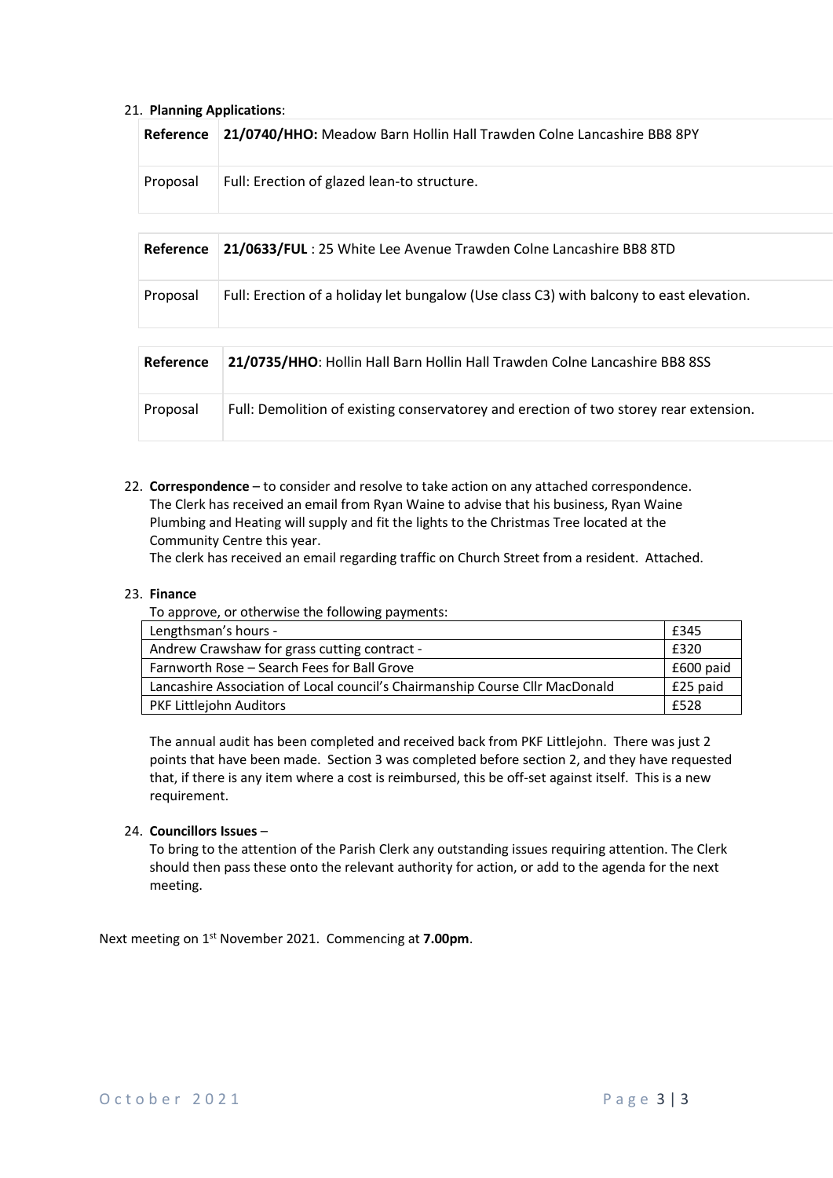21. **Planning Applications**:

| | |
|---|---|
| **Reference** | **21/0740/HHO:** Meadow Barn Hollin Hall Trawden Colne Lancashire BB8 8PY |
| Proposal | Full: Erection of glazed lean-to structure. |

| | |
|---|---|
| **Reference** | **21/0633/FUL** : 25 White Lee Avenue Trawden Colne Lancashire BB8 8TD |
| Proposal | Full: Erection of a holiday let bungalow (Use class C3) with balcony to east elevation. |

| | |
|---|---|
| **Reference** | **21/0735/HHO**: Hollin Hall Barn Hollin Hall Trawden Colne Lancashire BB8 8SS |
| Proposal | Full: Demolition of existing conservatorey and erection of two storey rear extension. |

22. **Correspondence** – to consider and resolve to take action on any attached correspondence. The Clerk has received an email from Ryan Waine to advise that his business, Ryan Waine Plumbing and Heating will supply and fit the lights to the Christmas Tree located at the Community Centre this year.
    The clerk has received an email regarding traffic on Church Street from a resident. Attached.

23. **Finance**
    To approve, or otherwise the following payments:

| | |
|---|---|
| Lengthsman's hours - | £345 |
| Andrew Crawshaw for grass cutting contract - | £320 |
| Farnworth Rose – Search Fees for Ball Grove | £600 paid |
| Lancashire Association of Local council's Chairmanship Course Cllr MacDonald | £25 paid |
| PKF Littlejohn Auditors | £528 |

The annual audit has been completed and received back from PKF Littlejohn. There was just 2 points that have been made. Section 3 was completed before section 2, and they have requested that, if there is any item where a cost is reimbursed, this be off-set against itself. This is a new requirement.

24. **Councillors Issues** –
    To bring to the attention of the Parish Clerk any outstanding issues requiring attention. The Clerk should then pass these onto the relevant authority for action, or add to the agenda for the next meeting.

Next meeting on 1st November 2021. Commencing at **7.00pm**.